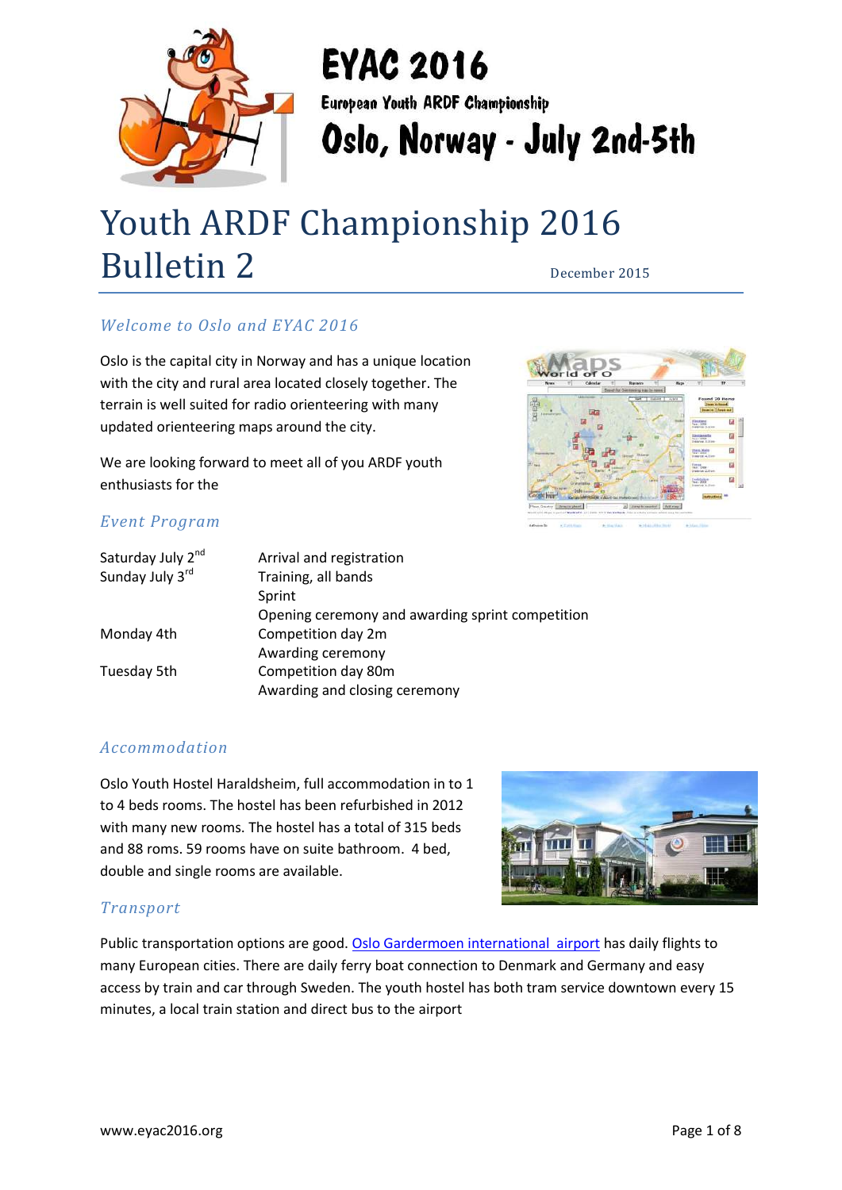# EYAC 2016

European Youth ARDF Championship

Oslo, Norway - July 2nd-5th

# Youth ARDF Championship 2016 Bulletin 2

December 2015

## *Welcome to Oslo and EYAC 2016*

Oslo is the capital city in Norway and has a unique location with the city and rural area located closely together. The terrain is well suited for radio orienteering with many updated orienteering maps around the city.

We are looking forward to meet all of you ARDF youth enthusiasts for the

## *Event Program*

| | |
|---|---|
| Saturday July 2nd | Arrival and registration |
| Sunday July 3rd | Training, all bands |
| | Sprint |
| | Opening ceremony and awarding sprint competition |
| Monday 4th | Competition day 2m |
| | Awarding ceremony |
| Tuesday 5th | Competition day 80m |
| | Awarding and closing ceremony |

## *Accommodation*

Oslo Youth Hostel Haraldsheim, full accommodation in to 1 to 4 beds rooms. The hostel has been refurbished in 2012 with many new rooms. The hostel has a total of 315 beds and 88 roms. 59 rooms have on suite bathroom. 4 bed, double and single rooms are available.

## *Transport*

Public transportation options are good. Oslo Gardermoen international airport has daily flights to many European cities. There are daily ferry boat connection to Denmark and Germany and easy access by train and car through Sweden. The youth hostel has both tram service downtown every 15 minutes, a local train station and direct bus to the airport

www.eyac2016.org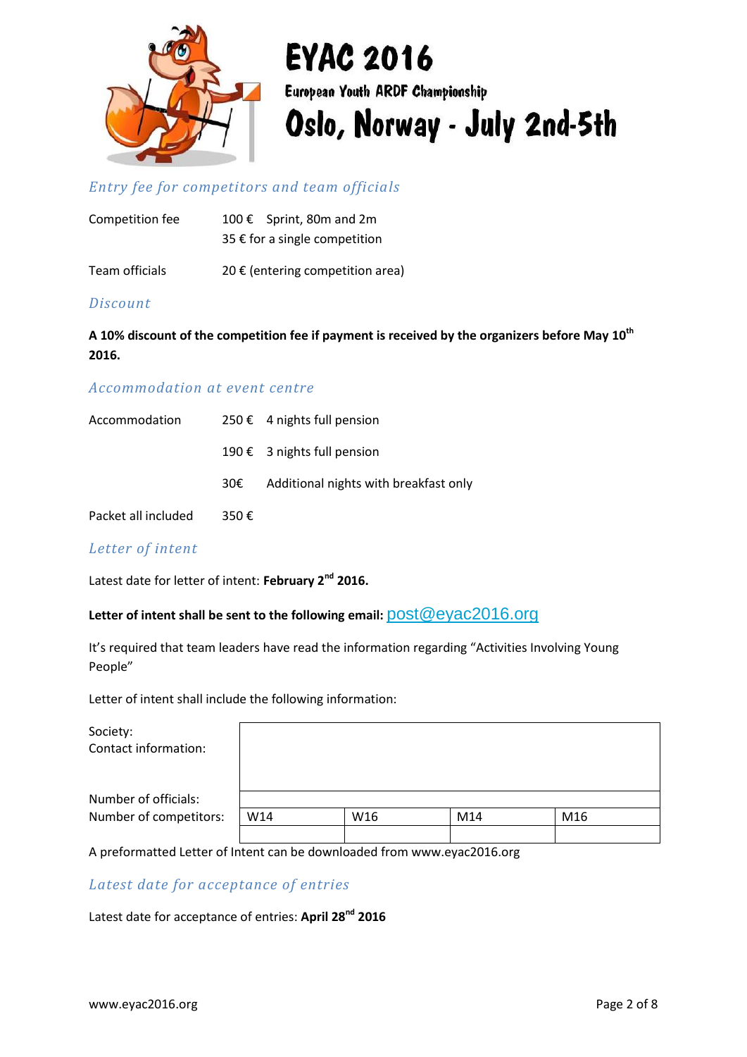# EYAC 2016

European Youth ARDF Championship

# Oslo, Norway - July 2nd-5th

## *Entry fee for competitors and team officials*

| | |
|---|---|
| Competition fee | 100 € Sprint, 80m and 2m |
| | 35 € for a single competition |
| Team officials | 20 € (entering competition area) |

## *Discount*

**A 10% discount of the competition fee if payment is received by the organizers before May 10th 2016.**

## *Accommodation at event centre*

| | | |
|---|---|---|
| Accommodation | 250 € | 4 nights full pension |
| | 190 € | 3 nights full pension |
| | 30€ | Additional nights with breakfast only |
| Packet all included | 350 € | |

## *Letter of intent*

Latest date for letter of intent: **February 2nd 2016.**

**Letter of intent shall be sent to the following email:** post@eyac2016.org

It's required that team leaders have read the information regarding "Activities Involving Young People"

Letter of intent shall include the following information:

| | | | | |
|---|---|---|---|---|
| Society:<br>Contact information: | | | | |
| Number of officials: | | | | |
| Number of competitors: | W14 | W16 | M14 | M16 |
| | | | | |

A preformatted Letter of Intent can be downloaded from www.eyac2016.org

## *Latest date for acceptance of entries*

Latest date for acceptance of entries: **April 28nd 2016**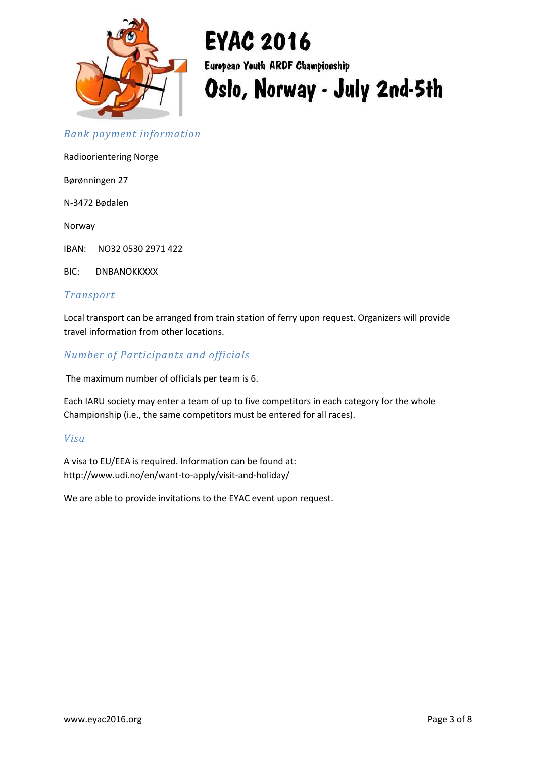# EYAC 2016

European Youth ARDF Championship

Oslo, Norway - July 2nd-5th

## *Bank payment information*

Radioorientering Norge

Børønningen 27

N-3472 Bødalen

Norway

IBAN: NO32 0530 2971 422

BIC: DNBANOKKXXX

## *Transport*

Local transport can be arranged from train station of ferry upon request. Organizers will provide travel information from other locations.

## *Number of Participants and officials*

The maximum number of officials per team is 6.

Each IARU society may enter a team of up to five competitors in each category for the whole Championship (i.e., the same competitors must be entered for all races).

## *Visa*

A visa to EU/EEA is required. Information can be found at: http://www.udi.no/en/want-to-apply/visit-and-holiday/

We are able to provide invitations to the EYAC event upon request.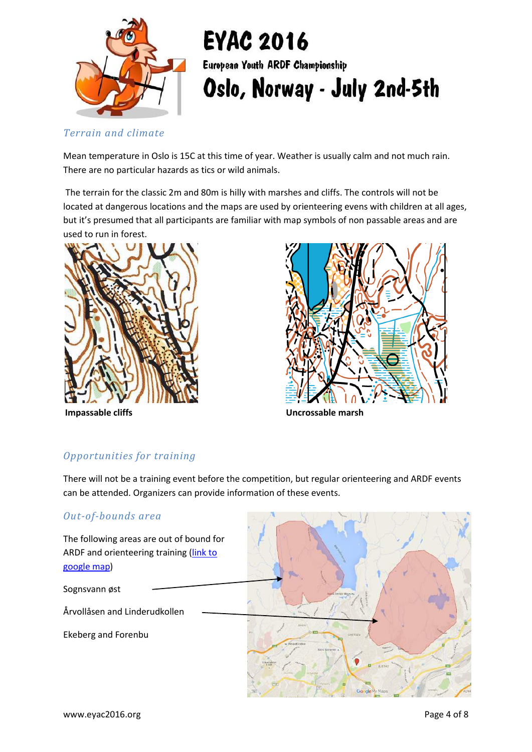# EYAC 2016

European Youth ARDF Championship

Oslo, Norway - July 2nd-5th

## Terrain and climate

Mean temperature in Oslo is 15C at this time of year. Weather is usually calm and not much rain. There are no particular hazards as tics or wild animals.

The terrain for the classic 2m and 80m is hilly with marshes and cliffs. The controls will not be located at dangerous locations and the maps are used by orienteering evens with children at all ages, but it's presumed that all participants are familiar with map symbols of non passable areas and are used to run in forest.

**Impassable cliffs**

**Uncrossable marsh**

## Opportunities for training

There will not be a training event before the competition, but regular orienteering and ARDF events can be attended. Organizers can provide information of these events.

## Out-of-bounds area

The following areas are out of bound for ARDF and orienteering training (link to google map)

Sognsvann øst

Årvollåsen and Linderudkollen

Ekeberg and Forenbu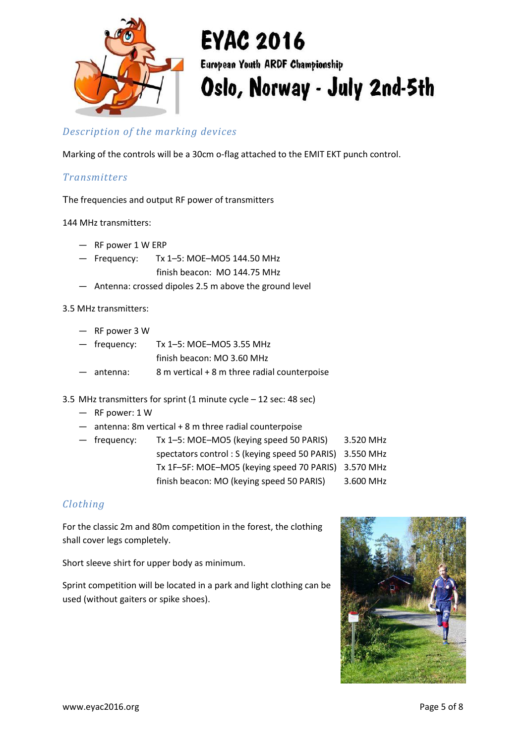## Description of the marking devices

Marking of the controls will be a 30cm o-flag attached to the EMIT EKT punch control.

## Transmitters

The frequencies and output RF power of transmitters

144 MHz transmitters:

- RF power 1 W ERP
- Frequency: Tx 1–5: MOE–MO5 144.50 MHz
  finish beacon: MO 144.75 MHz
- Antenna: crossed dipoles 2.5 m above the ground level

3.5 MHz transmitters:

- RF power 3 W
- frequency: Tx 1–5: MOE–MO5 3.55 MHz
  finish beacon: MO 3.60 MHz
- antenna: 8 m vertical + 8 m three radial counterpoise

3.5 MHz transmitters for sprint (1 minute cycle – 12 sec: 48 sec)

- RF power: 1 W
- antenna: 8m vertical + 8 m three radial counterpoise
- frequency:
  Tx 1–5: MOE–MO5 (keying speed 50 PARIS) 3.520 MHz
  spectators control : S (keying speed 50 PARIS) 3.550 MHz
  Tx 1F–5F: MOE–MO5 (keying speed 70 PARIS) 3.570 MHz
  finish beacon: MO (keying speed 50 PARIS) 3.600 MHz

## Clothing

For the classic 2m and 80m competition in the forest, the clothing shall cover legs completely.

Short sleeve shirt for upper body as minimum.

Sprint competition will be located in a park and light clothing can be used (without gaiters or spike shoes).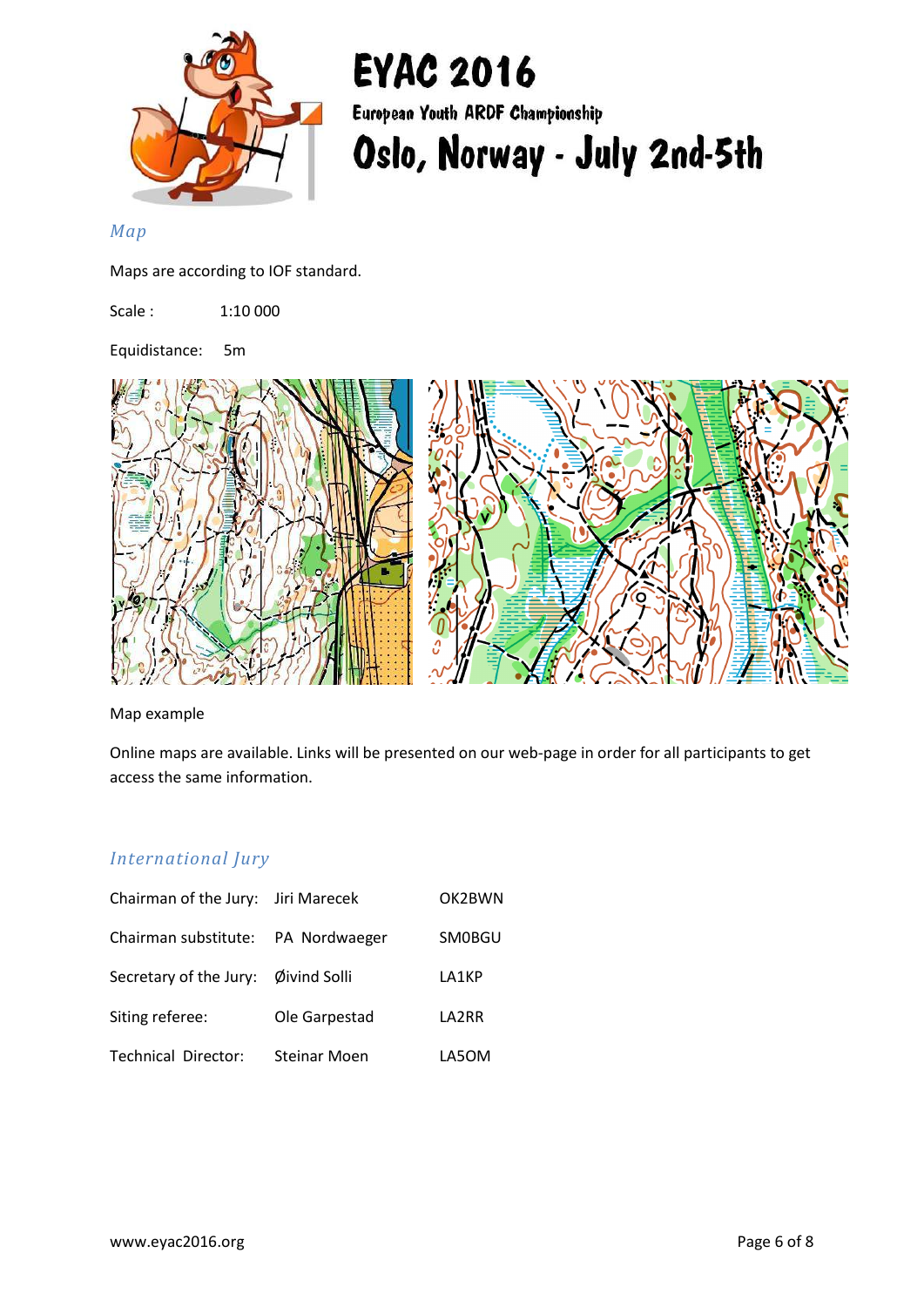## Map

Maps are according to IOF standard.

Scale : 1:10 000

Equidistance: 5m

Map example

Online maps are available. Links will be presented on our web-page in order for all participants to get access the same information.

## International Jury

| | | |
|---|---|---|
| Chairman of the Jury: | Jiri Marecek | OK2BWN |
| Chairman substitute: | PA Nordwaeger | SM0BGU |
| Secretary of the Jury: | Øivind Solli | LA1KP |
| Siting referee: | Ole Garpestad | LA2RR |
| Technical Director: | Steinar Moen | LA5OM |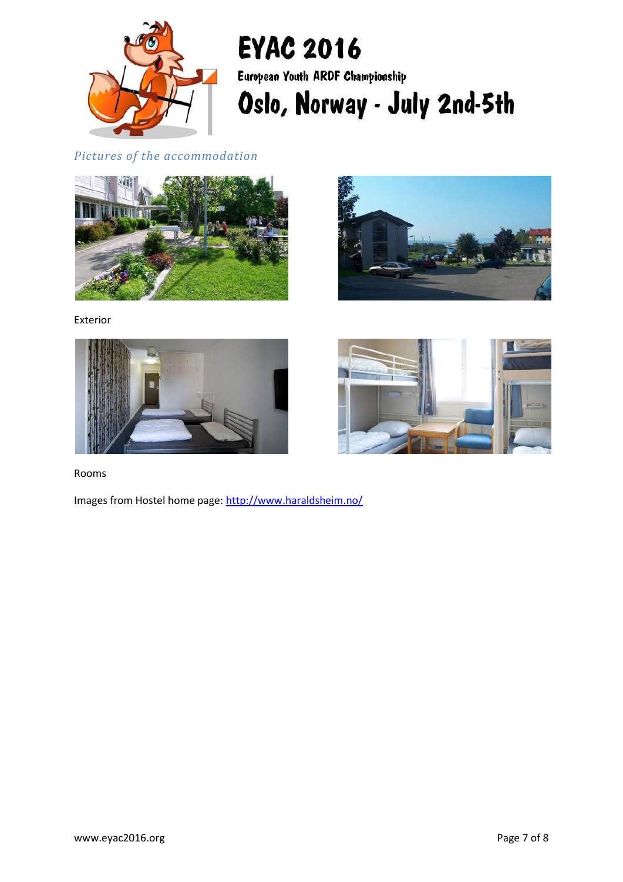*Pictures of the accommodation*

Exterior

Rooms

Images from Hostel home page: http://www.haraldsheim.no/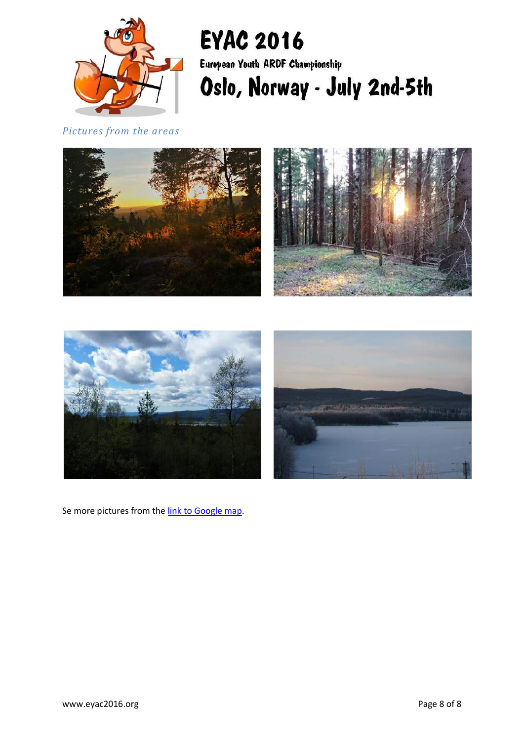*Pictures from the areas*

Se more pictures from the link to Google map.